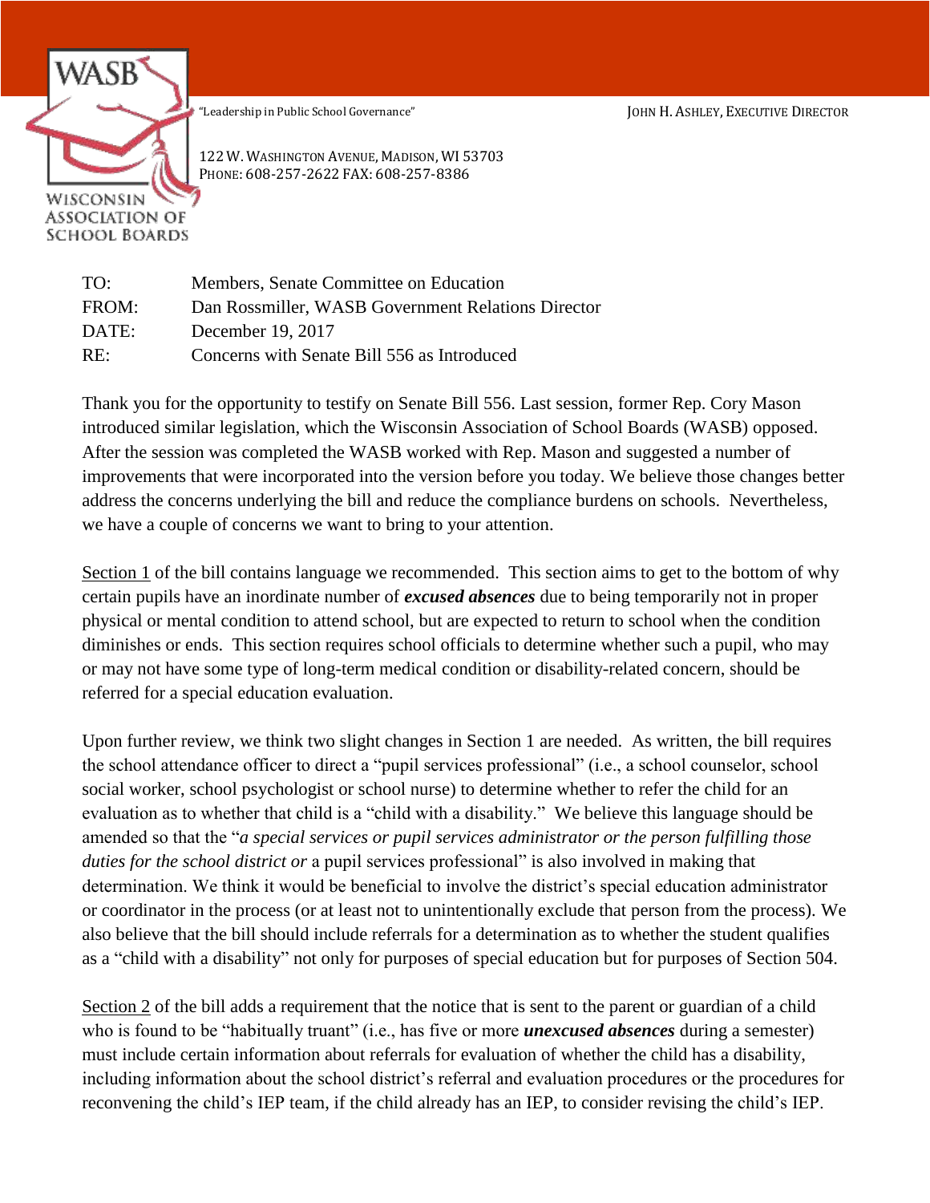WASB

WISCONSIN ASSOCIATION OF SCHOOL BOARDS

"Leadership in Public School Governance"

JOHN H. ASHLEY, EXECUTIVE DIRECTOR

122 W. WASHINGTON AVENUE, MADISON, WI 53703
PHONE: 608-257-2622 FAX: 608-257-8386

| | |
|---|---|
| TO: | Members, Senate Committee on Education |
| FROM: | Dan Rossmiller, WASB Government Relations Director |
| DATE: | December 19, 2017 |
| RE: | Concerns with Senate Bill 556 as Introduced |

Thank you for the opportunity to testify on Senate Bill 556. Last session, former Rep. Cory Mason introduced similar legislation, which the Wisconsin Association of School Boards (WASB) opposed. After the session was completed the WASB worked with Rep. Mason and suggested a number of improvements that were incorporated into the version before you today. We believe those changes better address the concerns underlying the bill and reduce the compliance burdens on schools. Nevertheless, we have a couple of concerns we want to bring to your attention.

Section 1 of the bill contains language we recommended. This section aims to get to the bottom of why certain pupils have an inordinate number of ***excused absences*** due to being temporarily not in proper physical or mental condition to attend school, but are expected to return to school when the condition diminishes or ends. This section requires school officials to determine whether such a pupil, who may or may not have some type of long-term medical condition or disability-related concern, should be referred for a special education evaluation.

Upon further review, we think two slight changes in Section 1 are needed. As written, the bill requires the school attendance officer to direct a "pupil services professional" (i.e., a school counselor, school social worker, school psychologist or school nurse) to determine whether to refer the child for an evaluation as to whether that child is a "child with a disability." We believe this language should be amended so that the "*a special services or pupil services administrator or the person fulfilling those duties for the school district or* a pupil services professional" is also involved in making that determination. We think it would be beneficial to involve the district's special education administrator or coordinator in the process (or at least not to unintentionally exclude that person from the process). We also believe that the bill should include referrals for a determination as to whether the student qualifies as a "child with a disability" not only for purposes of special education but for purposes of Section 504.

Section 2 of the bill adds a requirement that the notice that is sent to the parent or guardian of a child who is found to be "habitually truant" (i.e., has five or more ***unexcused absences*** during a semester) must include certain information about referrals for evaluation of whether the child has a disability, including information about the school district's referral and evaluation procedures or the procedures for reconvening the child's IEP team, if the child already has an IEP, to consider revising the child's IEP.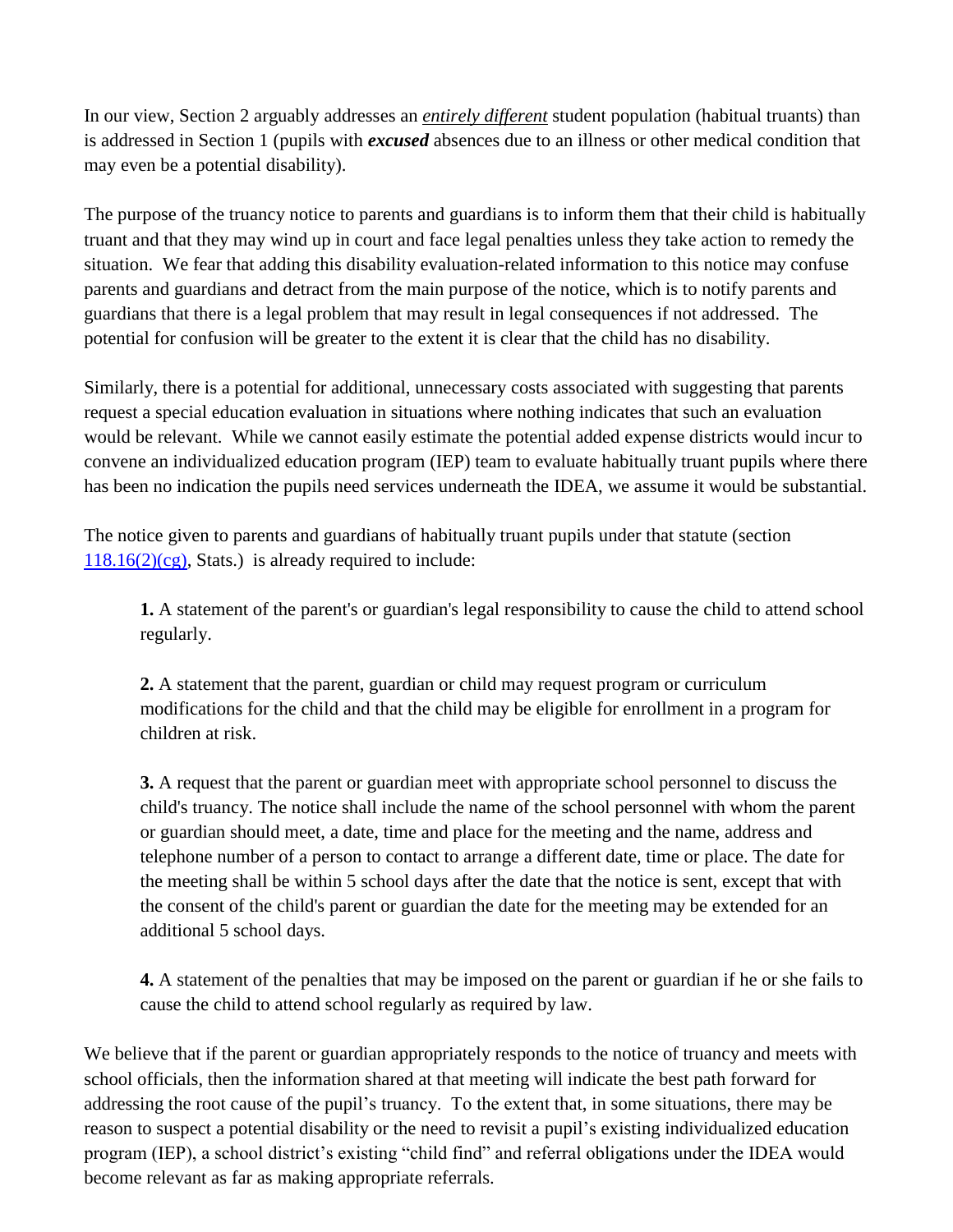In our view, Section 2 arguably addresses an ***entirely different*** student population (habitual truants) than is addressed in Section 1 (pupils with ***excused*** absences due to an illness or other medical condition that may even be a potential disability).

The purpose of the truancy notice to parents and guardians is to inform them that their child is habitually truant and that they may wind up in court and face legal penalties unless they take action to remedy the situation. We fear that adding this disability evaluation-related information to this notice may confuse parents and guardians and detract from the main purpose of the notice, which is to notify parents and guardians that there is a legal problem that may result in legal consequences if not addressed. The potential for confusion will be greater to the extent it is clear that the child has no disability.

Similarly, there is a potential for additional, unnecessary costs associated with suggesting that parents request a special education evaluation in situations where nothing indicates that such an evaluation would be relevant. While we cannot easily estimate the potential added expense districts would incur to convene an individualized education program (IEP) team to evaluate habitually truant pupils where there has been no indication the pupils need services underneath the IDEA, we assume it would be substantial.

The notice given to parents and guardians of habitually truant pupils under that statute (section 118.16(2)(cg), Stats.) is already required to include:

> **1.** A statement of the parent's or guardian's legal responsibility to cause the child to attend school regularly.
>
> **2.** A statement that the parent, guardian or child may request program or curriculum modifications for the child and that the child may be eligible for enrollment in a program for children at risk.
>
> **3.** A request that the parent or guardian meet with appropriate school personnel to discuss the child's truancy. The notice shall include the name of the school personnel with whom the parent or guardian should meet, a date, time and place for the meeting and the name, address and telephone number of a person to contact to arrange a different date, time or place. The date for the meeting shall be within 5 school days after the date that the notice is sent, except that with the consent of the child's parent or guardian the date for the meeting may be extended for an additional 5 school days.
>
> **4.** A statement of the penalties that may be imposed on the parent or guardian if he or she fails to cause the child to attend school regularly as required by law.

We believe that if the parent or guardian appropriately responds to the notice of truancy and meets with school officials, then the information shared at that meeting will indicate the best path forward for addressing the root cause of the pupil's truancy. To the extent that, in some situations, there may be reason to suspect a potential disability or the need to revisit a pupil's existing individualized education program (IEP), a school district's existing "child find" and referral obligations under the IDEA would become relevant as far as making appropriate referrals.